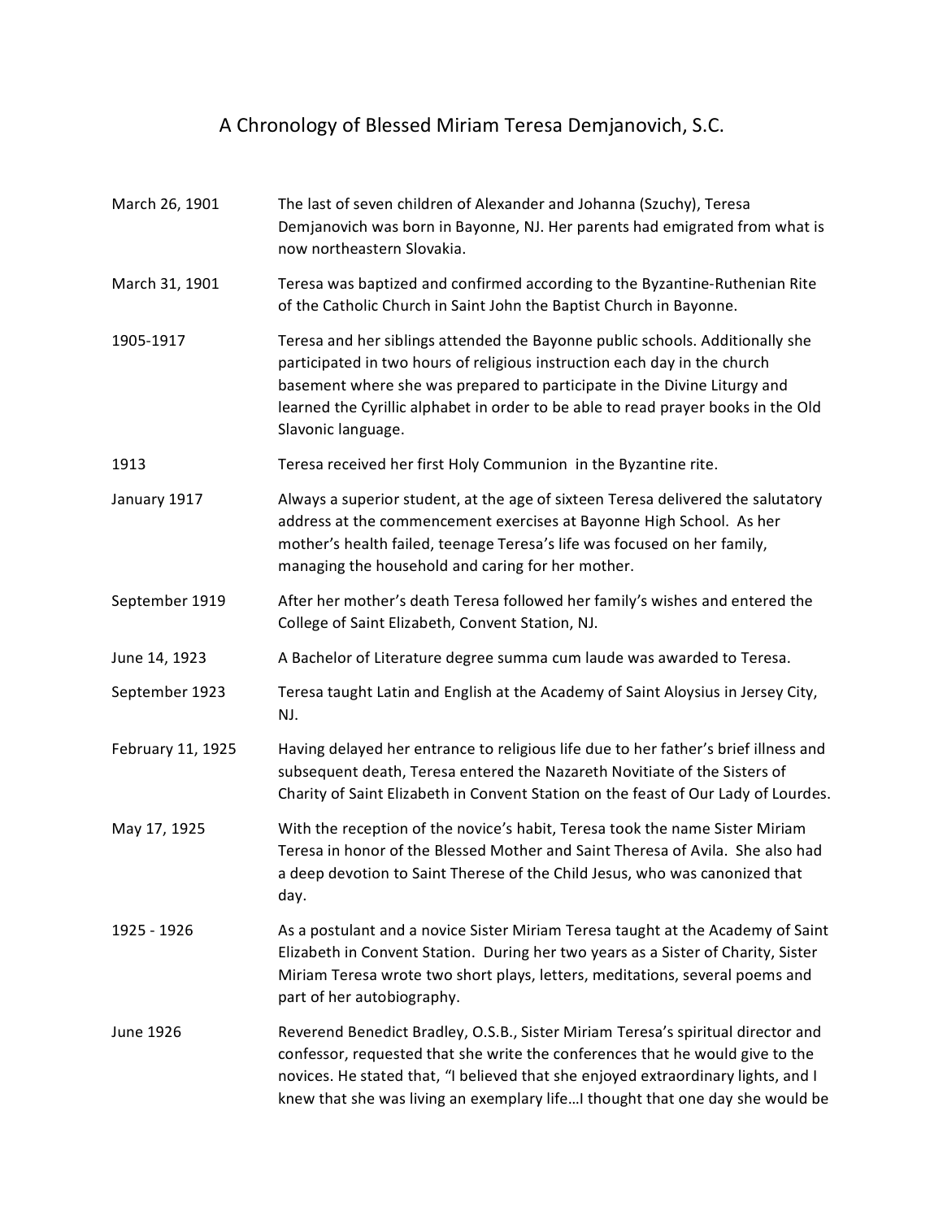# A Chronology of Blessed Miriam Teresa Demjanovich, S.C.

| | |
|---|---|
| March 26, 1901 | The last of seven children of Alexander and Johanna (Szuchy), Teresa Demjanovich was born in Bayonne, NJ. Her parents had emigrated from what is now northeastern Slovakia. |
| March 31, 1901 | Teresa was baptized and confirmed according to the Byzantine-Ruthenian Rite of the Catholic Church in Saint John the Baptist Church in Bayonne. |
| 1905-1917 | Teresa and her siblings attended the Bayonne public schools. Additionally she participated in two hours of religious instruction each day in the church basement where she was prepared to participate in the Divine Liturgy and learned the Cyrillic alphabet in order to be able to read prayer books in the Old Slavonic language. |
| 1913 | Teresa received her first Holy Communion in the Byzantine rite. |
| January 1917 | Always a superior student, at the age of sixteen Teresa delivered the salutatory address at the commencement exercises at Bayonne High School. As her mother's health failed, teenage Teresa's life was focused on her family, managing the household and caring for her mother. |
| September 1919 | After her mother's death Teresa followed her family's wishes and entered the College of Saint Elizabeth, Convent Station, NJ. |
| June 14, 1923 | A Bachelor of Literature degree summa cum laude was awarded to Teresa. |
| September 1923 | Teresa taught Latin and English at the Academy of Saint Aloysius in Jersey City, NJ. |
| February 11, 1925 | Having delayed her entrance to religious life due to her father's brief illness and subsequent death, Teresa entered the Nazareth Novitiate of the Sisters of Charity of Saint Elizabeth in Convent Station on the feast of Our Lady of Lourdes. |
| May 17, 1925 | With the reception of the novice's habit, Teresa took the name Sister Miriam Teresa in honor of the Blessed Mother and Saint Theresa of Avila. She also had a deep devotion to Saint Therese of the Child Jesus, who was canonized that day. |
| 1925 - 1926 | As a postulant and a novice Sister Miriam Teresa taught at the Academy of Saint Elizabeth in Convent Station. During her two years as a Sister of Charity, Sister Miriam Teresa wrote two short plays, letters, meditations, several poems and part of her autobiography. |
| June 1926 | Reverend Benedict Bradley, O.S.B., Sister Miriam Teresa's spiritual director and confessor, requested that she write the conferences that he would give to the novices. He stated that, "I believed that she enjoyed extraordinary lights, and I knew that she was living an exemplary life…I thought that one day she would be |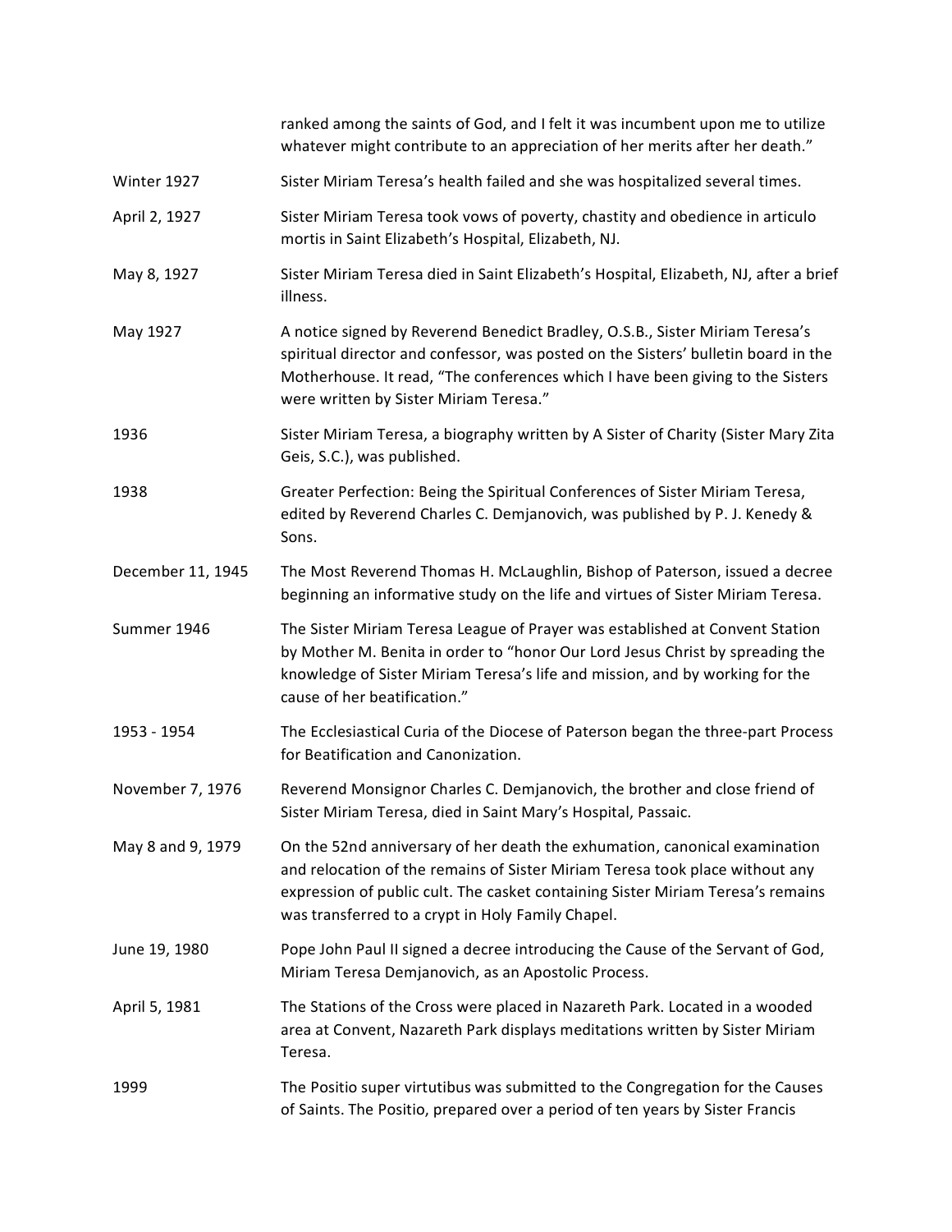| | |
|---|---|
| | ranked among the saints of God, and I felt it was incumbent upon me to utilize whatever might contribute to an appreciation of her merits after her death." |
| Winter 1927 | Sister Miriam Teresa's health failed and she was hospitalized several times. |
| April 2, 1927 | Sister Miriam Teresa took vows of poverty, chastity and obedience in articulo mortis in Saint Elizabeth's Hospital, Elizabeth, NJ. |
| May 8, 1927 | Sister Miriam Teresa died in Saint Elizabeth's Hospital, Elizabeth, NJ, after a brief illness. |
| May 1927 | A notice signed by Reverend Benedict Bradley, O.S.B., Sister Miriam Teresa's spiritual director and confessor, was posted on the Sisters' bulletin board in the Motherhouse. It read, "The conferences which I have been giving to the Sisters were written by Sister Miriam Teresa." |
| 1936 | Sister Miriam Teresa, a biography written by A Sister of Charity (Sister Mary Zita Geis, S.C.), was published. |
| 1938 | Greater Perfection: Being the Spiritual Conferences of Sister Miriam Teresa, edited by Reverend Charles C. Demjanovich, was published by P. J. Kenedy & Sons. |
| December 11, 1945 | The Most Reverend Thomas H. McLaughlin, Bishop of Paterson, issued a decree beginning an informative study on the life and virtues of Sister Miriam Teresa. |
| Summer 1946 | The Sister Miriam Teresa League of Prayer was established at Convent Station by Mother M. Benita in order to "honor Our Lord Jesus Christ by spreading the knowledge of Sister Miriam Teresa's life and mission, and by working for the cause of her beatification." |
| 1953 - 1954 | The Ecclesiastical Curia of the Diocese of Paterson began the three-part Process for Beatification and Canonization. |
| November 7, 1976 | Reverend Monsignor Charles C. Demjanovich, the brother and close friend of Sister Miriam Teresa, died in Saint Mary's Hospital, Passaic. |
| May 8 and 9, 1979 | On the 52nd anniversary of her death the exhumation, canonical examination and relocation of the remains of Sister Miriam Teresa took place without any expression of public cult. The casket containing Sister Miriam Teresa's remains was transferred to a crypt in Holy Family Chapel. |
| June 19, 1980 | Pope John Paul II signed a decree introducing the Cause of the Servant of God, Miriam Teresa Demjanovich, as an Apostolic Process. |
| April 5, 1981 | The Stations of the Cross were placed in Nazareth Park. Located in a wooded area at Convent, Nazareth Park displays meditations written by Sister Miriam Teresa. |
| 1999 | The Positio super virtutibus was submitted to the Congregation for the Causes of Saints. The Positio, prepared over a period of ten years by Sister Francis |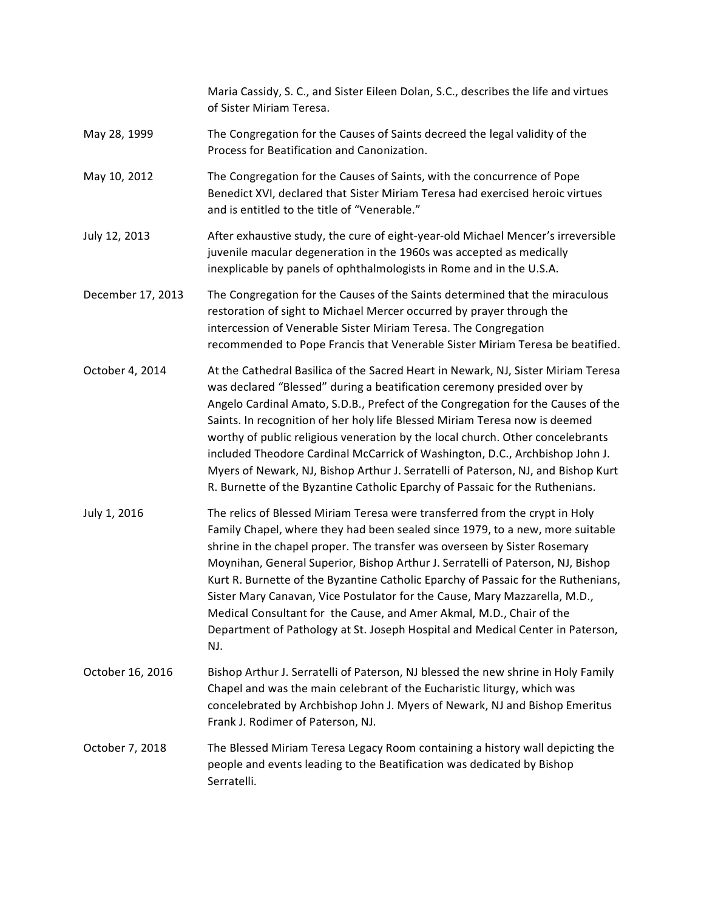| | |
|---|---|
| | Maria Cassidy, S. C., and Sister Eileen Dolan, S.C., describes the life and virtues of Sister Miriam Teresa. |
| May 28, 1999 | The Congregation for the Causes of Saints decreed the legal validity of the Process for Beatification and Canonization. |
| May 10, 2012 | The Congregation for the Causes of Saints, with the concurrence of Pope Benedict XVI, declared that Sister Miriam Teresa had exercised heroic virtues and is entitled to the title of "Venerable." |
| July 12, 2013 | After exhaustive study, the cure of eight-year-old Michael Mencer's irreversible juvenile macular degeneration in the 1960s was accepted as medically inexplicable by panels of ophthalmologists in Rome and in the U.S.A. |
| December 17, 2013 | The Congregation for the Causes of the Saints determined that the miraculous restoration of sight to Michael Mercer occurred by prayer through the intercession of Venerable Sister Miriam Teresa. The Congregation recommended to Pope Francis that Venerable Sister Miriam Teresa be beatified. |
| October 4, 2014 | At the Cathedral Basilica of the Sacred Heart in Newark, NJ, Sister Miriam Teresa was declared "Blessed" during a beatification ceremony presided over by Angelo Cardinal Amato, S.D.B., Prefect of the Congregation for the Causes of the Saints. In recognition of her holy life Blessed Miriam Teresa now is deemed worthy of public religious veneration by the local church. Other concelebrants included Theodore Cardinal McCarrick of Washington, D.C., Archbishop John J. Myers of Newark, NJ, Bishop Arthur J. Serratelli of Paterson, NJ, and Bishop Kurt R. Burnette of the Byzantine Catholic Eparchy of Passaic for the Ruthenians. |
| July 1, 2016 | The relics of Blessed Miriam Teresa were transferred from the crypt in Holy Family Chapel, where they had been sealed since 1979, to a new, more suitable shrine in the chapel proper. The transfer was overseen by Sister Rosemary Moynihan, General Superior, Bishop Arthur J. Serratelli of Paterson, NJ, Bishop Kurt R. Burnette of the Byzantine Catholic Eparchy of Passaic for the Ruthenians, Sister Mary Canavan, Vice Postulator for the Cause, Mary Mazzarella, M.D., Medical Consultant for the Cause, and Amer Akmal, M.D., Chair of the Department of Pathology at St. Joseph Hospital and Medical Center in Paterson, NJ. |
| October 16, 2016 | Bishop Arthur J. Serratelli of Paterson, NJ blessed the new shrine in Holy Family Chapel and was the main celebrant of the Eucharistic liturgy, which was concelebrated by Archbishop John J. Myers of Newark, NJ and Bishop Emeritus Frank J. Rodimer of Paterson, NJ. |
| October 7, 2018 | The Blessed Miriam Teresa Legacy Room containing a history wall depicting the people and events leading to the Beatification was dedicated by Bishop Serratelli. |